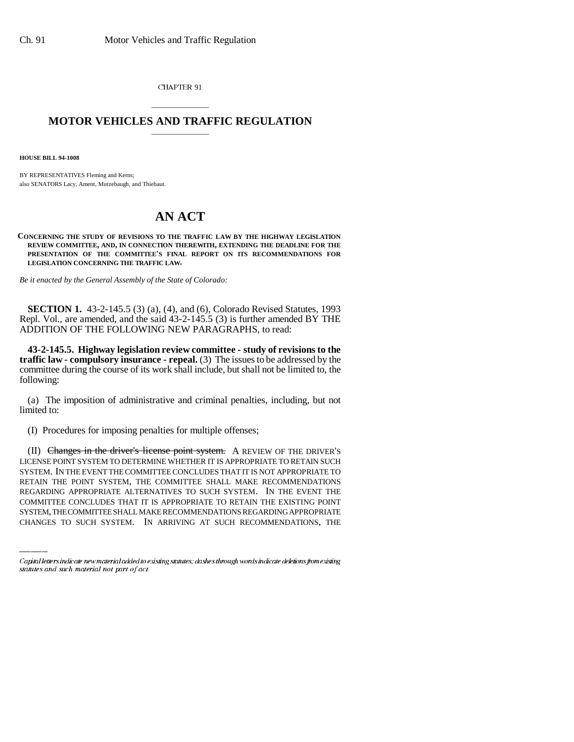CHAPTER 91

# MOTOR VEHICLES AND TRAFFIC REGULATION

**HOUSE BILL 94-1008**

BY REPRESENTATIVES Fleming and Kerns;
also SENATORS Lacy, Ament, Mutzebaugh, and Thiebaut.

# AN ACT

**CONCERNING THE STUDY OF REVISIONS TO THE TRAFFIC LAW BY THE HIGHWAY LEGISLATION REVIEW COMMITTEE, AND, IN CONNECTION THEREWITH, EXTENDING THE DEADLINE FOR THE PRESENTATION OF THE COMMITTEE'S FINAL REPORT ON ITS RECOMMENDATIONS FOR LEGISLATION CONCERNING THE TRAFFIC LAW.**

*Be it enacted by the General Assembly of the State of Colorado:*

**SECTION 1.** 43-2-145.5 (3) (a), (4), and (6), Colorado Revised Statutes, 1993 Repl. Vol., are amended, and the said 43-2-145.5 (3) is further amended BY THE ADDITION OF THE FOLLOWING NEW PARAGRAPHS, to read:

**43-2-145.5. Highway legislation review committee - study of revisions to the traffic law - compulsory insurance - repeal.** (3) The issues to be addressed by the committee during the course of its work shall include, but shall not be limited to, the following:

(a) The imposition of administrative and criminal penalties, including, but not limited to:

(I) Procedures for imposing penalties for multiple offenses;

(II) ~~Changes in the driver's license point system.~~ A REVIEW OF THE DRIVER'S LICENSE POINT SYSTEM TO DETERMINE WHETHER IT IS APPROPRIATE TO RETAIN SUCH SYSTEM. IN THE EVENT THE COMMITTEE CONCLUDES THAT IT IS NOT APPROPRIATE TO RETAIN THE POINT SYSTEM, THE COMMITTEE SHALL MAKE RECOMMENDATIONS REGARDING APPROPRIATE ALTERNATIVES TO SUCH SYSTEM. IN THE EVENT THE COMMITTEE CONCLUDES THAT IT IS APPROPRIATE TO RETAIN THE EXISTING POINT SYSTEM, THE COMMITTEE SHALL MAKE RECOMMENDATIONS REGARDING APPROPRIATE CHANGES TO SUCH SYSTEM. IN ARRIVING AT SUCH RECOMMENDATIONS, THE

Capital letters indicate new material added to existing statutes; dashes through words indicate deletions from existing statutes and such material not part of act.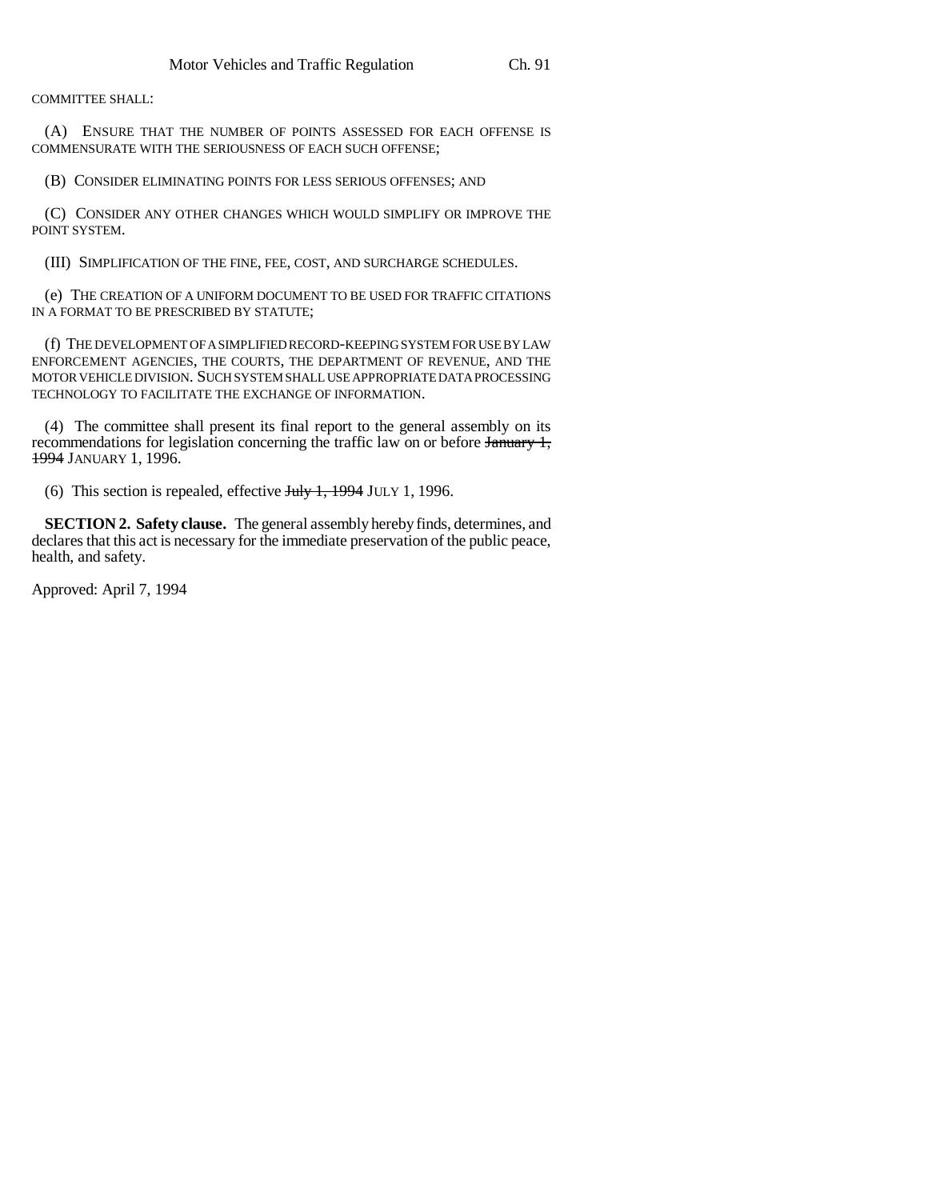COMMITTEE SHALL:

(A) ENSURE THAT THE NUMBER OF POINTS ASSESSED FOR EACH OFFENSE IS COMMENSURATE WITH THE SERIOUSNESS OF EACH SUCH OFFENSE;

(B) CONSIDER ELIMINATING POINTS FOR LESS SERIOUS OFFENSES; AND

(C) CONSIDER ANY OTHER CHANGES WHICH WOULD SIMPLIFY OR IMPROVE THE POINT SYSTEM.

(III) SIMPLIFICATION OF THE FINE, FEE, COST, AND SURCHARGE SCHEDULES.

(e) THE CREATION OF A UNIFORM DOCUMENT TO BE USED FOR TRAFFIC CITATIONS IN A FORMAT TO BE PRESCRIBED BY STATUTE;

(f) THE DEVELOPMENT OF A SIMPLIFIED RECORD-KEEPING SYSTEM FOR USE BY LAW ENFORCEMENT AGENCIES, THE COURTS, THE DEPARTMENT OF REVENUE, AND THE MOTOR VEHICLE DIVISION. SUCH SYSTEM SHALL USE APPROPRIATE DATA PROCESSING TECHNOLOGY TO FACILITATE THE EXCHANGE OF INFORMATION.

(4) The committee shall present its final report to the general assembly on its recommendations for legislation concerning the traffic law on or before ~~January 1, 1994~~ JANUARY 1, 1996.

(6) This section is repealed, effective ~~July 1, 1994~~ JULY 1, 1996.

**SECTION 2. Safety clause.** The general assembly hereby finds, determines, and declares that this act is necessary for the immediate preservation of the public peace, health, and safety.

Approved: April 7, 1994